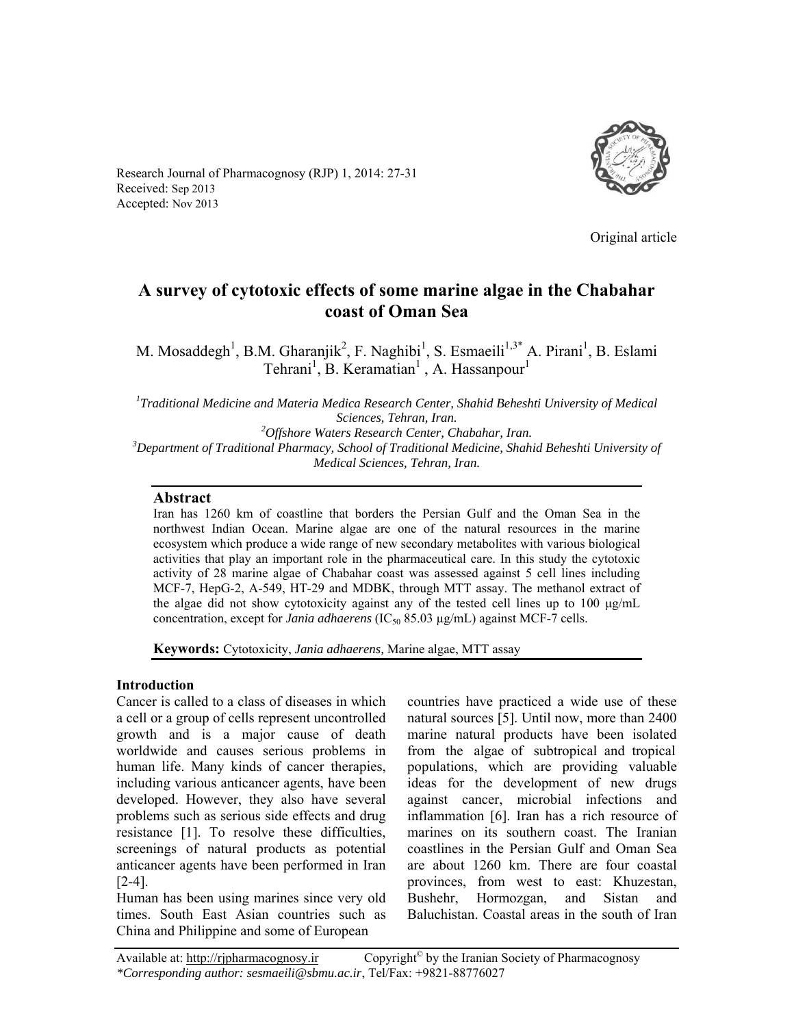Research Journal of Pharmacognosy (RJP) 1, 2014: 27-31
Received: Sep 2013
Accepted: Nov 2013

Original article

# A survey of cytotoxic effects of some marine algae in the Chabahar coast of Oman Sea

M. Mosaddegh[1], B.M. Gharanjik[2], F. Naghibi[1], S. Esmaeili[1,3*] A. Pirani[1], B. Eslami Tehrani[1], B. Keramatian[1] , A. Hassanpour[1]

[1]*Traditional Medicine and Materia Medica Research Center, Shahid Beheshti University of Medical Sciences, Tehran, Iran.*
[2]*Offshore Waters Research Center, Chabahar, Iran.*
[3]*Department of Traditional Pharmacy, School of Traditional Medicine, Shahid Beheshti University of Medical Sciences, Tehran, Iran.*

## Abstract

Iran has 1260 km of coastline that borders the Persian Gulf and the Oman Sea in the northwest Indian Ocean. Marine algae are one of the natural resources in the marine ecosystem which produce a wide range of new secondary metabolites with various biological activities that play an important role in the pharmaceutical care. In this study the cytotoxic activity of 28 marine algae of Chabahar coast was assessed against 5 cell lines including MCF-7, HepG-2, A-549, HT-29 and MDBK, through MTT assay. The methanol extract of the algae did not show cytotoxicity against any of the tested cell lines up to 100 µg/mL concentration, except for *Jania adhaerens* ($IC_{50}$ 85.03 µg/mL) against MCF-7 cells.

**Keywords:** Cytotoxicity, *Jania adhaerens,* Marine algae, MTT assay

## Introduction

Cancer is called to a class of diseases in which a cell or a group of cells represent uncontrolled growth and is a major cause of death worldwide and causes serious problems in human life. Many kinds of cancer therapies, including various anticancer agents, have been developed. However, they also have several problems such as serious side effects and drug resistance [1]. To resolve these difficulties, screenings of natural products as potential anticancer agents have been performed in Iran [2-4].

Human has been using marines since very old times. South East Asian countries such as China and Philippine and some of European countries have practiced a wide use of these natural sources [5]. Until now, more than 2400 marine natural products have been isolated from the algae of subtropical and tropical populations, which are providing valuable ideas for the development of new drugs against cancer, microbial infections and inflammation [6]. Iran has a rich resource of marines on its southern coast. The Iranian coastlines in the Persian Gulf and Oman Sea are about 1260 km. There are four coastal provinces, from west to east: Khuzestan, Bushehr, Hormozgan, and Sistan and Baluchistan. Coastal areas in the south of Iran

Available at: http://rjpharmacognosy.ir Copyright© by the Iranian Society of Pharmacognosy
*\*Corresponding author: sesmaeili@sbmu.ac.ir*, Tel/Fax: +9821-88776027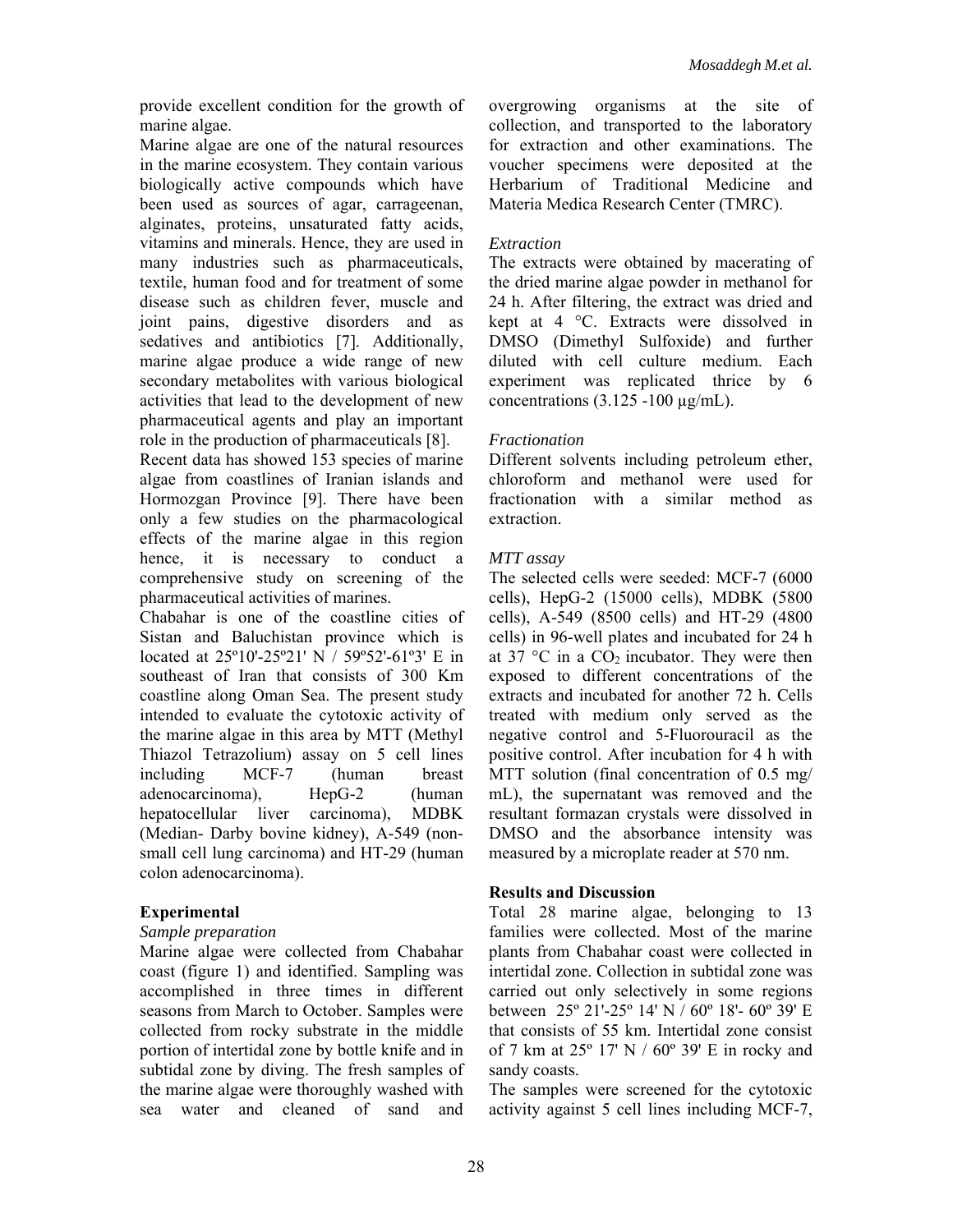provide excellent condition for the growth of marine algae.

Marine algae are one of the natural resources in the marine ecosystem. They contain various biologically active compounds which have been used as sources of agar, carrageenan, alginates, proteins, unsaturated fatty acids, vitamins and minerals. Hence, they are used in many industries such as pharmaceuticals, textile, human food and for treatment of some disease such as children fever, muscle and joint pains, digestive disorders and as sedatives and antibiotics [7]. Additionally, marine algae produce a wide range of new secondary metabolites with various biological activities that lead to the development of new pharmaceutical agents and play an important role in the production of pharmaceuticals [8].

Recent data has showed 153 species of marine algae from coastlines of Iranian islands and Hormozgan Province [9]. There have been only a few studies on the pharmacological effects of the marine algae in this region hence, it is necessary to conduct a comprehensive study on screening of the pharmaceutical activities of marines.

Chabahar is one of the coastline cities of Sistan and Baluchistan province which is located at 25º10'-25º21' N / 59º52'-61º3' E in southeast of Iran that consists of 300 Km coastline along Oman Sea. The present study intended to evaluate the cytotoxic activity of the marine algae in this area by MTT (Methyl Thiazol Tetrazolium) assay on 5 cell lines including MCF-7 (human breast adenocarcinoma), HepG-2 (human hepatocellular liver carcinoma), MDBK (Median- Darby bovine kidney), A-549 (non-small cell lung carcinoma) and HT-29 (human colon adenocarcinoma).

## Experimental

*Sample preparation*

Marine algae were collected from Chabahar coast (figure 1) and identified. Sampling was accomplished in three times in different seasons from March to October. Samples were collected from rocky substrate in the middle portion of intertidal zone by bottle knife and in subtidal zone by diving. The fresh samples of the marine algae were thoroughly washed with sea water and cleaned of sand and overgrowing organisms at the site of collection, and transported to the laboratory for extraction and other examinations. The voucher specimens were deposited at the Herbarium of Traditional Medicine and Materia Medica Research Center (TMRC).

*Extraction*

The extracts were obtained by macerating of the dried marine algae powder in methanol for 24 h. After filtering, the extract was dried and kept at 4 °C. Extracts were dissolved in DMSO (Dimethyl Sulfoxide) and further diluted with cell culture medium. Each experiment was replicated thrice by 6 concentrations (3.125 -100 µg/mL).

*Fractionation*

Different solvents including petroleum ether, chloroform and methanol were used for fractionation with a similar method as extraction.

*MTT assay*

The selected cells were seeded: MCF-7 (6000 cells), HepG-2 (15000 cells), MDBK (5800 cells), A-549 (8500 cells) and HT-29 (4800 cells) in 96-well plates and incubated for 24 h at 37 °C in a $CO_2$ incubator. They were then exposed to different concentrations of the extracts and incubated for another 72 h. Cells treated with medium only served as the negative control and 5-Fluorouracil as the positive control. After incubation for 4 h with MTT solution (final concentration of 0.5 mg/ mL), the supernatant was removed and the resultant formazan crystals were dissolved in DMSO and the absorbance intensity was measured by a microplate reader at 570 nm.

## Results and Discussion

Total 28 marine algae, belonging to 13 families were collected. Most of the marine plants from Chabahar coast were collected in intertidal zone. Collection in subtidal zone was carried out only selectively in some regions between 25º 21'-25º 14' N / 60º 18'- 60º 39' E that consists of 55 km. Intertidal zone consist of 7 km at 25º 17' N / 60º 39' E in rocky and sandy coasts.

The samples were screened for the cytotoxic activity against 5 cell lines including MCF-7,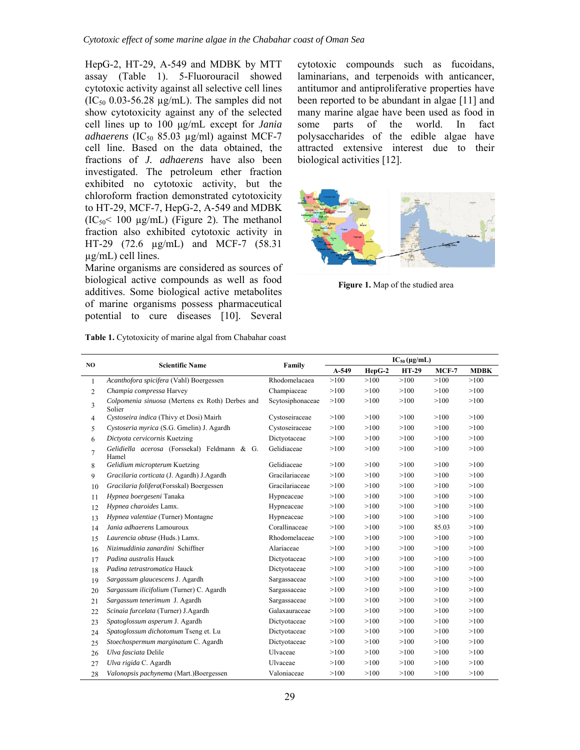HepG-2, HT-29, A-549 and MDBK by MTT assay (Table 1). 5-Fluorouracil showed cytotoxic activity against all selective cell lines ($IC_{50}$ 0.03-56.28 µg/mL). The samples did not show cytotoxicity against any of the selected cell lines up to 100 µg/mL except for *Jania adhaerens* ($IC_{50}$ 85.03 µg/ml) against MCF-7 cell line. Based on the data obtained, the fractions of *J. adhaerens* have also been investigated. The petroleum ether fraction exhibited no cytotoxic activity, but the chloroform fraction demonstrated cytotoxicity to HT-29, MCF-7, HepG-2, A-549 and MDBK ($IC_{50}$< 100 µg/mL) (Figure 2). The methanol fraction also exhibited cytotoxic activity in HT-29 (72.6 µg/mL) and MCF-7 (58.31 µg/mL) cell lines.

Marine organisms are considered as sources of biological active compounds as well as food additives. Some biological active metabolites of marine organisms possess pharmaceutical potential to cure diseases [10]. Several cytotoxic compounds such as fucoidans, laminarians, and terpenoids with anticancer, antitumor and antiproliferative properties have been reported to be abundant in algae [11] and many marine algae have been used as food in some parts of the world. In fact polysaccharides of the edible algae have attracted extensive interest due to their biological activities [12].

**Figure 1.** Map of the studied area

**Table 1.** Cytotoxicity of marine algal from Chabahar coast

| NO | Scientific Name | Family | $IC_{50}$ (µg/mL) | | | | |
|---|---|---|---|---|---|---|---|
| | | | A-549 | HepG-2 | HT-29 | MCF-7 | MDBK |
| 1 | *Acanthofora spicifera* (Vahl) Boergessen | Rhodomelacaea | >100 | >100 | >100 | >100 | >100 |
| 2 | *Champia compressa* Harvey | Champiaceae | >100 | >100 | >100 | >100 | >100 |
| 3 | *Colpomenia sinuosa* (Mertens ex Roth) Derbes and Solier | Scytosiphonaceae | >100 | >100 | >100 | >100 | >100 |
| 4 | *Cystoseira indica* (Thivy et Dosi) Mairh | Cystoseiraceae | >100 | >100 | >100 | >100 | >100 |
| 5 | *Cystoseria myrica* (S.G. Gmelin) J. Agardh | Cystoseiraceae | >100 | >100 | >100 | >100 | >100 |
| 6 | *Dictyota cervicornis* Kuetzing | Dictyotaceae | >100 | >100 | >100 | >100 | >100 |
| 7 | *Gelidiella acerosa* (Forssekal) Feldmann & G. Hamel | Gelidiaceae | >100 | >100 | >100 | >100 | >100 |
| 8 | *Gelidium micropterum* Kuetzing | Gelidiaceae | >100 | >100 | >100 | >100 | >100 |
| 9 | *Gracilaria corticata* (J. Agardh) J.Agardh | Gracilariaceae | >100 | >100 | >100 | >100 | >100 |
| 10 | *Gracilaria folifera*(Forsskal) Boergessen | Gracilariaceae | >100 | >100 | >100 | >100 | >100 |
| 11 | *Hypnea boergeseni* Tanaka | Hypneaceae | >100 | >100 | >100 | >100 | >100 |
| 12 | *Hypnea charoides* Lamx. | Hypneaceae | >100 | >100 | >100 | >100 | >100 |
| 13 | *Hypnea valentiae* (Turner) Montagne | Hypneaceae | >100 | >100 | >100 | >100 | >100 |
| 14 | *Jania adhaerens* Lamouroux | Corallinaceae | >100 | >100 | >100 | 85.03 | >100 |
| 15 | *Laurencia obtuse* (Huds.) Lamx. | Rhodomelaceae | >100 | >100 | >100 | >100 | >100 |
| 16 | *Nizimuddinia zanardini* Schiffner | Alariaceae | >100 | >100 | >100 | >100 | >100 |
| 17 | *Padina australis* Hauck | Dictyotaceae | >100 | >100 | >100 | >100 | >100 |
| 18 | *Padina tetrastromatica* Hauck | Dictyotaceae | >100 | >100 | >100 | >100 | >100 |
| 19 | *Sargassum glaucescens* J. Agardh | Sargassaceae | >100 | >100 | >100 | >100 | >100 |
| 20 | *Sargassum ilicifolium* (Turner) C. Agardh | Sargassaceae | >100 | >100 | >100 | >100 | >100 |
| 21 | *Sargassum tenerimum* J. Agardh | Sargassaceae | >100 | >100 | >100 | >100 | >100 |
| 22 | *Scinaia furcelata* (Turner) J.Agardh | Galaxauraceae | >100 | >100 | >100 | >100 | >100 |
| 23 | *Spatoglossum asperum* J. Agardh | Dictyotaceae | >100 | >100 | >100 | >100 | >100 |
| 24 | *Spatoglossum dichotomum* Tseng et. Lu | Dictyotaceae | >100 | >100 | >100 | >100 | >100 |
| 25 | *Stoechospermum marginatum* C. Agardh | Dictyotaceae | >100 | >100 | >100 | >100 | >100 |
| 26 | *Ulva fasciata* Delile | Ulvaceae | >100 | >100 | >100 | >100 | >100 |
| 27 | *Ulva rigida* C. Agardh | Ulvaceae | >100 | >100 | >100 | >100 | >100 |
| 28 | *Valonopsis pachynema* (Mart.)Boergessen | Valoniaceae | >100 | >100 | >100 | >100 | >100 |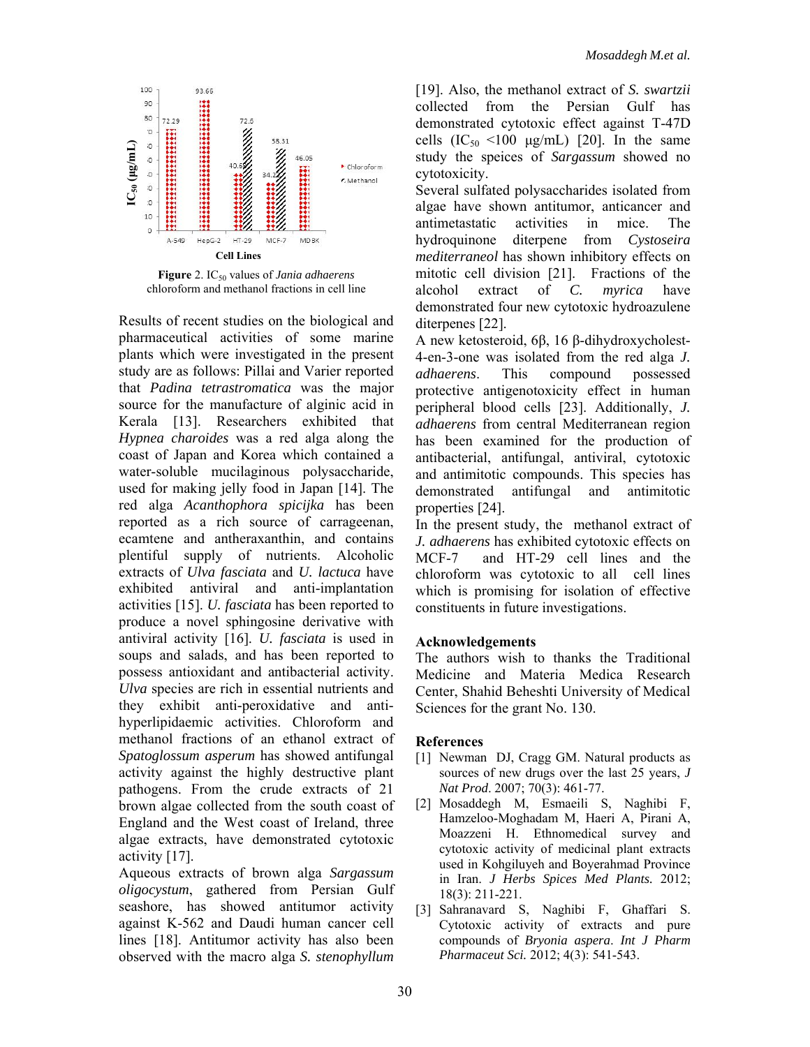Figure 2. $IC_{50}$ values of *Jania adhaerens* chloroform and methanol fractions in cell line

Results of recent studies on the biological and pharmaceutical activities of some marine plants which were investigated in the present study are as follows: Pillai and Varier reported that *Padina tetrastromatica* was the major source for the manufacture of alginic acid in Kerala [13]. Researchers exhibited that *Hypnea charoides* was a red alga along the coast of Japan and Korea which contained a water-soluble mucilaginous polysaccharide, used for making jelly food in Japan [14]. The red alga *Acanthophora spicijka* has been reported as a rich source of carrageenan, ecamtene and antheraxanthin, and contains plentiful supply of nutrients. Alcoholic extracts of *Ulva fasciata* and *U. lactuca* have exhibited antiviral and anti-implantation activities [15]. *U. fasciata* has been reported to produce a novel sphingosine derivative with antiviral activity [16]. *U. fasciata* is used in soups and salads, and has been reported to possess antioxidant and antibacterial activity. *Ulva* species are rich in essential nutrients and they exhibit anti-peroxidative and anti-hyperlipidaemic activities. Chloroform and methanol fractions of an ethanol extract of *Spatoglossum asperum* has showed antifungal activity against the highly destructive plant pathogens. From the crude extracts of 21 brown algae collected from the south coast of England and the West coast of Ireland, three algae extracts, have demonstrated cytotoxic activity [17].

Aqueous extracts of brown alga *Sargassum oligocystum*, gathered from Persian Gulf seashore, has showed antitumor activity against K-562 and Daudi human cancer cell lines [18]. Antitumor activity has also been observed with the macro alga *S. stenophyllum* [19]. Also, the methanol extract of *S. swartzii* collected from the Persian Gulf has demonstrated cytotoxic effect against T-47D cells ($IC_{50}$ <100 µg/mL) [20]. In the same study the speices of *Sargassum* showed no cytotoxicity.

Several sulfated polysaccharides isolated from algae have shown antitumor, anticancer and antimetastatic activities in mice. The hydroquinone diterpene from *Cystoseira mediterraneol* has shown inhibitory effects on mitotic cell division [21]. Fractions of the alcohol extract of *C. myrica* have demonstrated four new cytotoxic hydroazulene diterpenes [22].

A new ketosteroid, 6β, 16 β-dihydroxycholest-4-en-3-one was isolated from the red alga *J. adhaerens*. This compound possessed protective antigenotoxicity effect in human peripheral blood cells [23]. Additionally, *J. adhaerens* from central Mediterranean region has been examined for the production of antibacterial, antifungal, antiviral, cytotoxic and antimitotic compounds. This species has demonstrated antifungal and antimitotic properties [24].

In the present study, the methanol extract of *J. adhaerens* has exhibited cytotoxic effects on MCF-7 and HT-29 cell lines and the chloroform was cytotoxic to all cell lines which is promising for isolation of effective constituents in future investigations.

## Acknowledgements

The authors wish to thanks the Traditional Medicine and Materia Medica Research Center, Shahid Beheshti University of Medical Sciences for the grant No. 130.

## References

[1] Newman DJ, Cragg GM. Natural products as sources of new drugs over the last 25 years, *J Nat Prod*. 2007; 70(3): 461-77.

[2] Mosaddegh M, Esmaeili S, Naghibi F, Hamzeloo-Moghadam M, Haeri A, Pirani A, Moazzeni H. Ethnomedical survey and cytotoxic activity of medicinal plant extracts used in Kohgiluyeh and Boyerahmad Province in Iran. *J Herbs Spices Med Plants.* 2012; 18(3): 211-221.

[3] Sahranavard S, Naghibi F, Ghaffari S. Cytotoxic activity of extracts and pure compounds of *Bryonia aspera*. *Int J Pharm Pharmaceut Sci.* 2012; 4(3): 541-543.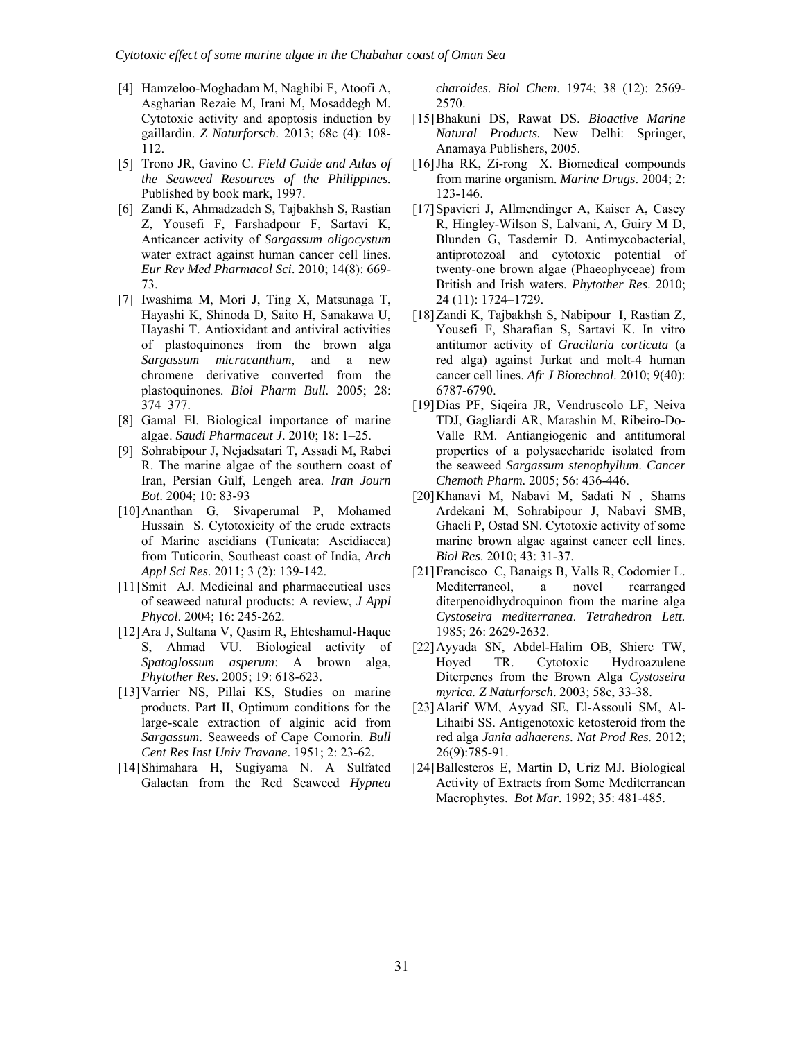[4] Hamzeloo-Moghadam M, Naghibi F, Atoofi A, Asgharian Rezaie M, Irani M, Mosaddegh M. Cytotoxic activity and apoptosis induction by gaillardin. *Z Naturforsch.* 2013; 68c (4): 108-112.

[5] Trono JR, Gavino C. *Field Guide and Atlas of the Seaweed Resources of the Philippines.* Published by book mark, 1997.

[6] Zandi K, Ahmadzadeh S, Tajbakhsh S, Rastian Z, Yousefi F, Farshadpour F, Sartavi K, Anticancer activity of *Sargassum oligocystum* water extract against human cancer cell lines. *Eur Rev Med Pharmacol Sci*. 2010; 14(8): 669-73.

[7] Iwashima M, Mori J, Ting X, Matsunaga T, Hayashi K, Shinoda D, Saito H, Sanakawa U, Hayashi T. Antioxidant and antiviral activities of plastoquinones from the brown alga *Sargassum micracanthum*, and a new chromene derivative converted from the plastoquinones. *Biol Pharm Bull.* 2005; 28: 374–377.

[8] Gamal El. Biological importance of marine algae. *Saudi Pharmaceut J*. 2010; 18: 1–25.

[9] Sohrabipour J, Nejadsatari T, Assadi M, Rabei R. The marine algae of the southern coast of Iran, Persian Gulf, Lengeh area. *Iran Journ Bot*. 2004; 10: 83-93

[10] Ananthan G, Sivaperumal P, Mohamed Hussain S. Cytotoxicity of the crude extracts of Marine ascidians (Tunicata: Ascidiacea) from Tuticorin, Southeast coast of India, *Arch Appl Sci Res*. 2011; 3 (2): 139-142.

[11] Smit AJ. Medicinal and pharmaceutical uses of seaweed natural products: A review, *J Appl Phycol*. 2004; 16: 245-262.

[12] Ara J, Sultana V, Qasim R, Ehteshamul-Haque S, Ahmad VU. Biological activity of *Spatoglossum asperum*: A brown alga, *Phytother Res*. 2005; 19: 618-623.

[13] Varrier NS, Pillai KS, Studies on marine products. Part II, Optimum conditions for the large-scale extraction of alginic acid from *Sargassum*. Seaweeds of Cape Comorin. *Bull Cent Res Inst Univ Travane*. 1951; 2: 23-62.

[14] Shimahara H, Sugiyama N. A Sulfated Galactan from the Red Seaweed *Hypnea charoides*. *Biol Chem*. 1974; 38 (12): 2569-2570.

[15] Bhakuni DS, Rawat DS. *Bioactive Marine Natural Products.* New Delhi: Springer, Anamaya Publishers, 2005.

[16] Jha RK, Zi-rong X. Biomedical compounds from marine organism. *Marine Drugs*. 2004; 2: 123-146.

[17] Spavieri J, Allmendinger A, Kaiser A, Casey R, Hingley-Wilson S, Lalvani, A, Guiry M D, Blunden G, Tasdemir D. Antimycobacterial, antiprotozoal and cytotoxic potential of twenty-one brown algae (Phaeophyceae) from British and Irish waters. *Phytother Res*. 2010; 24 (11): 1724–1729.

[18] Zandi K, Tajbakhsh S, Nabipour I, Rastian Z, Yousefi F, Sharafian S, Sartavi K. In vitro antitumor activity of *Gracilaria corticata* (a red alga) against Jurkat and molt-4 human cancer cell lines. *Afr J Biotechnol.* 2010; 9(40): 6787-6790.

[19] Dias PF, Siqeira JR, Vendruscolo LF, Neiva TDJ, Gagliardi AR, Marashin M, Ribeiro-Do-Valle RM. Antiangiogenic and antitumoral properties of a polysaccharide isolated from the seaweed *Sargassum stenophyllum*. *Cancer Chemoth Pharm.* 2005; 56: 436-446.

[20] Khanavi M, Nabavi M, Sadati N , Shams Ardekani M, Sohrabipour J, Nabavi SMB, Ghaeli P, Ostad SN. Cytotoxic activity of some marine brown algae against cancer cell lines. *Biol Res*. 2010; 43: 31-37.

[21] Francisco C, Banaigs B, Valls R, Codomier L. Mediterraneol, a novel rearranged diterpenoidhydroquinon from the marine alga *Cystoseira mediterranea*. *Tetrahedron Lett.* 1985; 26: 2629-2632.

[22] Ayyada SN, Abdel-Halim OB, Shierc TW, Hoyed TR. Cytotoxic Hydroazulene Diterpenes from the Brown Alga *Cystoseira myrica. Z Naturforsch*. 2003; 58c, 33-38.

[23] Alarif WM, Ayyad SE, El-Assouli SM, Al-Lihaibi SS. Antigenotoxic ketosteroid from the red alga *Jania adhaerens*. *Nat Prod Res.* 2012; 26(9):785-91.

[24] Ballesteros E, Martin D, Uriz MJ. Biological Activity of Extracts from Some Mediterranean Macrophytes. *Bot Mar*. 1992; 35: 481-485.